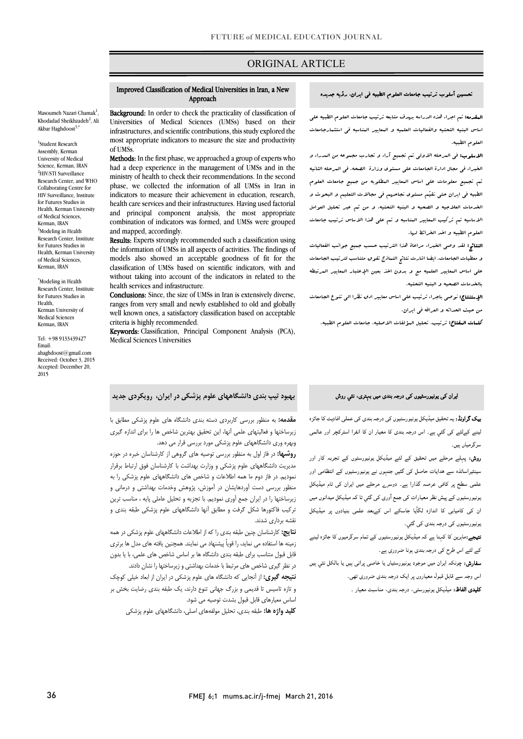ORIGINAL ARTICLE

# Improved Classification of Medical Universities in Iran, a New Approach

Masoumeh Nazari Chamak[1], Khodadad Sheikhzadeh[2], Ali Akbar Haghdoost[3,*]

[1]Student Research Assembly, Kerman University of Medical Science, Kerman, IRAN
[2]HIV/STI Surveillance Research Center, and WHO Collaborating Centre for HIV Surveillance, Institute for Futures Studies in Health, Kerman University of Medical Sciences, Kerman, IRAN
[3]Modeling in Health Research Center, Institute for Futures Studies in Health, Kerman University of Medical Sciences, Kerman, IRAN

[*]Modeling in Health Research Center, Institute for Futures Studies in Health, Kerman University of Medical Sciences Kerman, IRAN

Tel: +98 9133439427
Email: ahaghdoost@gmail.com
Received: October 3, 2015
Accepted: December 20, 2015

**Background:** In order to check the practicality of classification of Universities of Medical Sciences (UMSs) based on their infrastructures, and scientific contributions, this study explored the most appropriate indicators to measure the size and productivity of UMSs.

**Methods:** In the first phase, we approached a group of experts who had a deep experience in the management of UMSs and in the ministry of health to check their recommendations. In the second phase, we collected the information of all UMSs in Iran in indicators to measure their achievement in education, research, health care services and their infrastructures. Having used factorial and principal component analysis, the most appropriate combination of indicators was formed, and UMSs were grouped and mapped, accordingly.

**Results:** Experts strongly recommended such a classification using the information of UMSs in all aspects of activities. The findings of models also showed an acceptable goodness of fit for the classification of UMSs based on scientific indicators, with and without taking into account of the indicators in related to the health services and infrastructure.

**Conclusions:** Since, the size of UMSs in Iran is extensively diverse, ranges from very small and newly established to old and globally well known ones, a satisfactory classification based on acceptable criteria is highly recommended.

**Keywords:** Classification, Principal Component Analysis (PCA), Medical Sciences Universities

## تحسين أسلوب ترتيب جامعات العلوم الطبيه في ايران، رؤيه جديده

**المقدمه:** تم اجراء هذه الدراسه بهدف متابعه ترتيب جامعات العلوم الطبيه على اساس البنيه التحتيه والفعاليات العلميه و المعايير المناسبه في استثمارجامعات العلوم الطبيه.

**الأسلوب:** في المرحله الاولى تم تجميع آراء و تجارب مجموعه من المدراء و الخبراء في مجال ادارة الجامعات على مستوى وزارة الصحه. في المرحله الثانيه تم تجميع معلومات على اساس المعايير المطلوبه من جميع جامعات العلوم الطبيه في ايران حتى تقيّم مستوى نجاحهم في مجالات التعليم و البحوث و الخدمات العلاجيه و الصحيه و البنيه التحتيه. و من ثم عبر تحليل العوامل الاساسيه تم تركيب المعايير المناسبه و تم على هذا الاساس ترتيب جامعات العلوم الطبيه و اخذ الخرائط لها.

**النتائج:** لقد وصى الخبراء مراعاة هذا الترتيب حسب جميع جوانب الفعاليات و معطيات الجامعات. ايضا اشارت نتائج النماذج نفوق مناسب لترتيب الجامعات على اساس المعايير العلميه مع و بدون اخذ بعين الإعتبار المعايير المرتبطه بالخدمات الصحيه و البنيه التحتيه.

**الإستنتاج:** نوصي باجراء ترتيب على اساس معايير ادق نظرا الى تنوع الجامعات من حيث الحداثه و العراقه في ايران.

**كلمات المفتاح:** ترتيب، تحليل المؤلفات الاصليه، جامعات العلوم الطبيه.

## بهبود تیپ بندی دانشگاههای علوم پزشکی در ایران، رویکردی جدید

**مقدمه:** به منظور بررسی کاربردی دسته بندی دانشگاه های علوم پزشکی مطابق با زیرساختها و فعالیتهای علمی آنها، این تحقیق بهترین شاخص ها را برای اندازه گیری وبهره وری دانشگاههای علوم پزشکی مورد بررسی قرار می دهد.

**روشها:** در فاز اول به منظور بررسی توصیه های گروهی از کارشناسان خبره در حوزه مدیریت دانشگاههای علوم پزشکی و وزارت بهداشت با کارشناسان فوق ارتباط برقرار نمودیم. در فاز دوم ما همه اطلاعات و شاخص های دانشگاههای علوم پزشکی را به منظور بررسی دست آوردهایشان در آموزش، پژوهش وخدمات بهداشتی و درمانی و زیرساختها را در ایران جمع آوری نمودیم. با تجزیه و تحلیل عاملی پایه ، مناسب ترین ترکیب فاکتورها شکل گرفت و مطابق آنها دانشگاههای علوم پزشکی طبقه بندی و نقشه برداری شدند.

**نتایج:** کارشناسان چنین طبقه بندی را که از اطلاعات دانشگاههای علوم پزشکی در همه زمینه ها استفاده می نماید، را قویاً پیشنهاد می نمایند. همچنین یافته های مدل ها برتری قابل قبول متناسب برای طبقه بندی دانشگاه ها بر اساس شاخص های علمی، با یا بدون در نظر گیری شاخص های مرتبط با خدمات بهداشتی و زیرساختها را نشان دادند.

**نتیجه گیری:** از آنجایی که دانشگاه های علوم پزشکی در ایران از ابعاد خیلی کوچک و تازه تاسیس تا قدیمی و بزرگ جهانی تنوع دارند، یک طبقه بندی رضایت بخش بر اساس معیارهای قابل قبول بشدت توصیه می شود.

**کلید واژه ها:** طبقه بندی، تحلیل مولفه‌های اصلی، دانشگاههای علوم پزشکی

## ایران کی یونیورسٹیوں کی درجہ بندی میں بہتری، نئي روش

**بیک گراونڈ:** یہ تحقیق میڈیکل یونیورسٹیوں کی درجہ بندی کی عملی افادیت کا جائزہ لینے کےلئے کی گئي ہے۔ اس درجہ بندی کا معیار ان کا انفرا اسٹرکچر اور عالمی سرگرمیاں ہیں۔

**روش:** پہلے مرحلے میں تحقیق کے لئے میڈیکل یونیورسٹیوں کے تجربہ کار اور سینئراساتذہ سے ہدایات حاصل کی گئيں جنہوں نے یونیورسٹیوں کے انتظامی اور علمی سطح پر کافی عرصہ گذارا ہے۔ دوسرے مرحلے میں ایران کی تمام میڈیکل یونیورسٹیوں کے پیش نظر معیارات کی جمع آوری کی گئي تا کہ میڈیکل میدانوں میں ان کی کامیابی کا اندازہ لگایا جاسکے اس کےبعد علمی بنیادوں پر میڈیکل یونیورسٹیوں کی درجہ بندی کی گئي۔

**نتیجے:** ماہرین کا کہنا ہے کہ میڈیکل یونیورسٹیوں کے تمام سرگرمیوں کا جائزہ لینے کے لئے اس طرح کی درجہ بندی ہونا ضروری ہے۔

**سفارش:** چونکہ ایران میں موجود یونیورسٹیاں یا خاصی پرانی ہیں یا بالکل نئي ہیں اس وجہ سے قابل قبول معیاروں پر ایک درجہ بندی ضروری تھی۔

**کلیدی الفاظ:** میڈیکل یونیورسٹی، درجہ بندی، مناسبت معیار ۔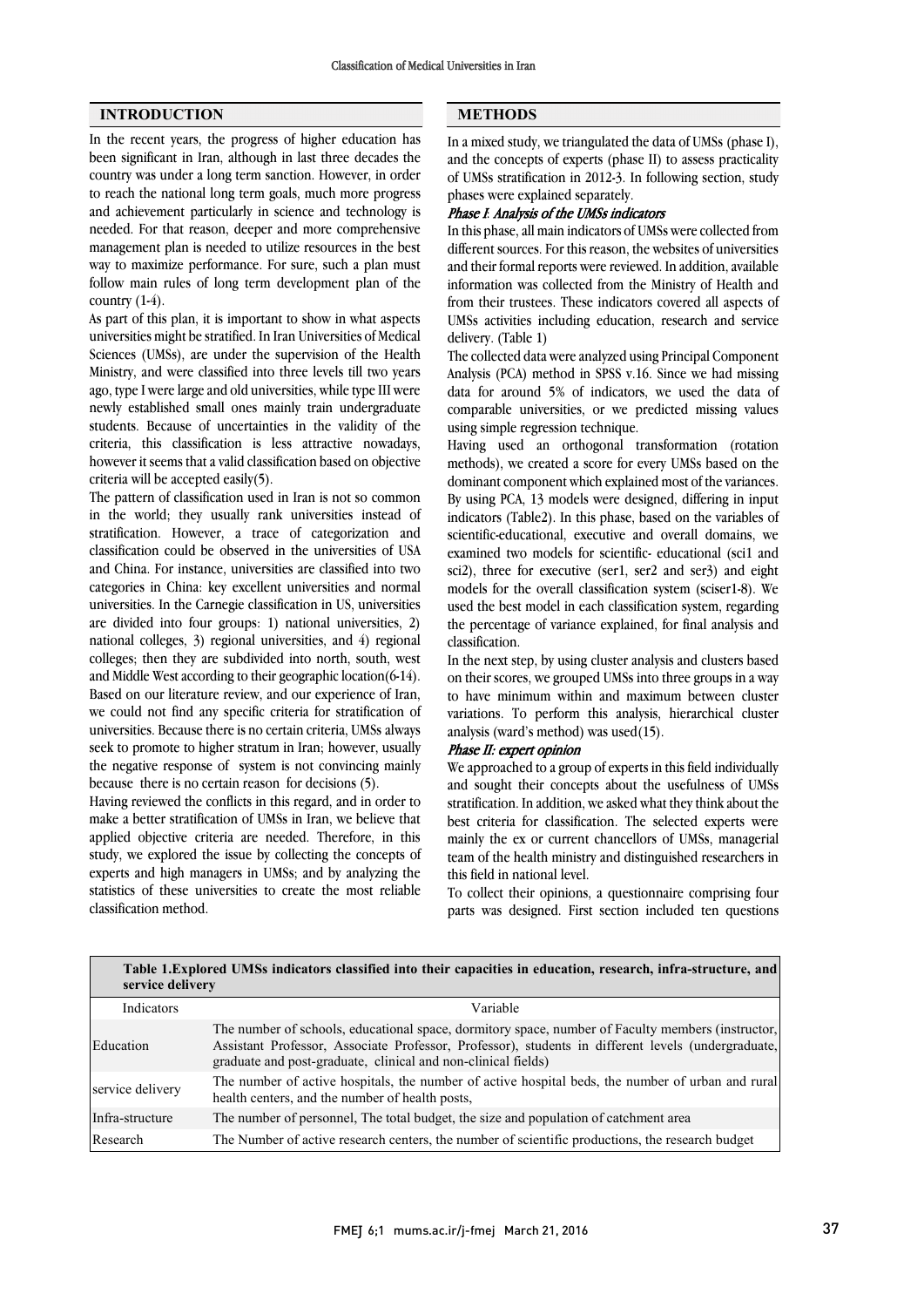## INTRODUCTION

In the recent years, the progress of higher education has been significant in Iran, although in last three decades the country was under a long term sanction. However, in order to reach the national long term goals, much more progress and achievement particularly in science and technology is needed. For that reason, deeper and more comprehensive management plan is needed to utilize resources in the best way to maximize performance. For sure, such a plan must follow main rules of long term development plan of the country (1-4).

As part of this plan, it is important to show in what aspects universities might be stratified. In Iran Universities of Medical Sciences (UMSs), are under the supervision of the Health Ministry, and were classified into three levels till two years ago, type I were large and old universities, while type III were newly established small ones mainly train undergraduate students. Because of uncertainties in the validity of the criteria, this classification is less attractive nowadays, however it seems that a valid classification based on objective criteria will be accepted easily(5).

The pattern of classification used in Iran is not so common in the world; they usually rank universities instead of stratification. However, a trace of categorization and classification could be observed in the universities of USA and China. For instance, universities are classified into two categories in China: key excellent universities and normal universities. In the Carnegie classification in US, universities are divided into four groups: 1) national universities, 2) national colleges, 3) regional universities, and 4) regional colleges; then they are subdivided into north, south, west and Middle West according to their geographic location(6-14). Based on our literature review, and our experience of Iran, we could not find any specific criteria for stratification of universities. Because there is no certain criteria, UMSs always seek to promote to higher stratum in Iran; however, usually the negative response of system is not convincing mainly because there is no certain reason for decisions (5).

Having reviewed the conflicts in this regard, and in order to make a better stratification of UMSs in Iran, we believe that applied objective criteria are needed. Therefore, in this study, we explored the issue by collecting the concepts of experts and high managers in UMSs; and by analyzing the statistics of these universities to create the most reliable classification method.

## METHODS

In a mixed study, we triangulated the data of UMSs (phase I), and the concepts of experts (phase II) to assess practicality of UMSs stratification in 2012-3. In following section, study phases were explained separately.

### *Phase I: Analysis of the UMSs indicators*

In this phase, all main indicators of UMSs were collected from different sources. For this reason, the websites of universities and their formal reports were reviewed. In addition, available information was collected from the Ministry of Health and from their trustees. These indicators covered all aspects of UMSs activities including education, research and service delivery. (Table 1)

The collected data were analyzed using Principal Component Analysis (PCA) method in SPSS v.16. Since we had missing data for around 5% of indicators, we used the data of comparable universities, or we predicted missing values using simple regression technique.

Having used an orthogonal transformation (rotation methods), we created a score for every UMSs based on the dominant component which explained most of the variances. By using PCA, 13 models were designed, differing in input indicators (Table2). In this phase, based on the variables of scientific-educational, executive and overall domains, we examined two models for scientific- educational (sci1 and sci2), three for executive (ser1, ser2 and ser3) and eight models for the overall classification system (sciser1-8). We used the best model in each classification system, regarding the percentage of variance explained, for final analysis and classification.

In the next step, by using cluster analysis and clusters based on their scores, we grouped UMSs into three groups in a way to have minimum within and maximum between cluster variations. To perform this analysis, hierarchical cluster analysis (ward's method) was used(15).

### *Phase II: expert opinion*

We approached to a group of experts in this field individually and sought their concepts about the usefulness of UMSs stratification. In addition, we asked what they think about the best criteria for classification. The selected experts were mainly the ex or current chancellors of UMSs, managerial team of the health ministry and distinguished researchers in this field in national level.

To collect their opinions, a questionnaire comprising four parts was designed. First section included ten questions

**Table 1.Explored UMSs indicators classified into their capacities in education, research, infra-structure, and service delivery**

| Indicators | Variable |
|---|---|
| Education | The number of schools, educational space, dormitory space, number of Faculty members (instructor, Assistant Professor, Associate Professor, Professor), students in different levels (undergraduate, graduate and post-graduate, clinical and non-clinical fields) |
| service delivery | The number of active hospitals, the number of active hospital beds, the number of urban and rural health centers, and the number of health posts, |
| Infra-structure | The number of personnel, The total budget, the size and population of catchment area |
| Research | The Number of active research centers, the number of scientific productions, the research budget |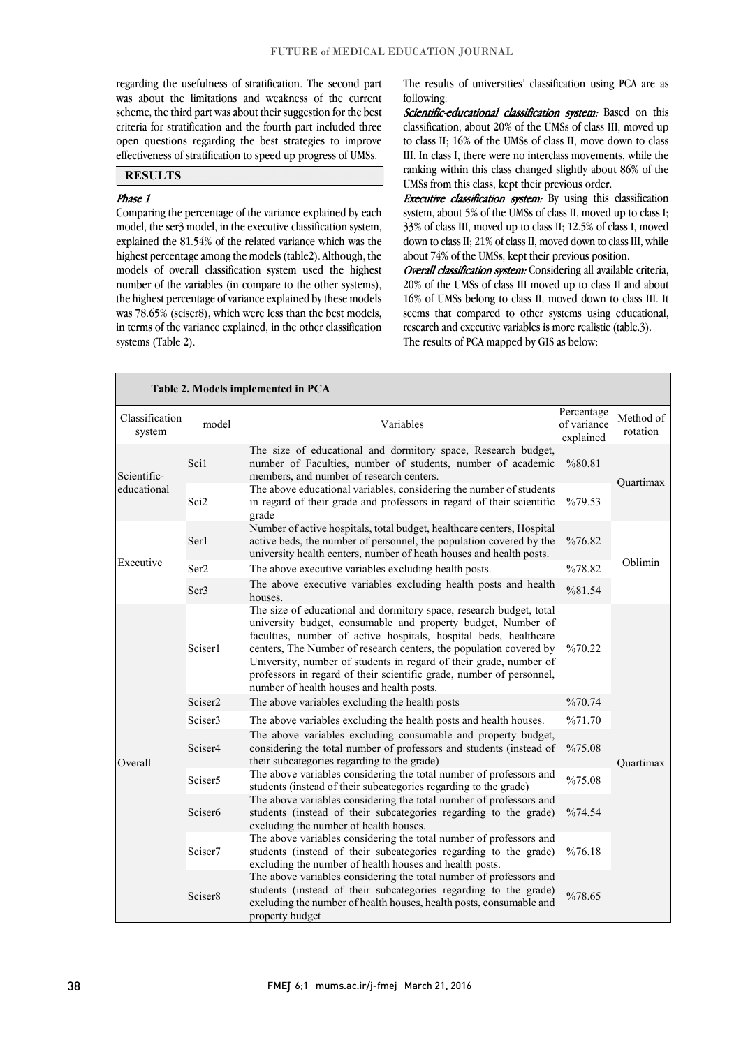regarding the usefulness of stratification. The second part was about the limitations and weakness of the current scheme, the third part was about their suggestion for the best criteria for stratification and the fourth part included three open questions regarding the best strategies to improve effectiveness of stratification to speed up progress of UMSs.

## RESULTS

### *Phase 1*

Comparing the percentage of the variance explained by each model, the ser3 model, in the executive classification system, explained the 81.54% of the related variance which was the highest percentage among the models (table2). Although, the models of overall classification system used the highest number of the variables (in compare to the other systems), the highest percentage of variance explained by these models was 78.65% (sciser8), which were less than the best models, in terms of the variance explained, in the other classification systems (Table 2).

The results of universities' classification using PCA are as following:

***Scientific-educational classification system:*** Based on this classification, about 20% of the UMSs of class III, moved up to class II; 16% of the UMSs of class II, move down to class III. In class I, there were no interclass movements, while the ranking within this class changed slightly about 86% of the UMSs from this class, kept their previous order.

***Executive classification system:*** By using this classification system, about 5% of the UMSs of class II, moved up to class I; 33% of class III, moved up to class II; 12.5% of class I, moved down to class II; 21% of class II, moved down to class III, while about 74% of the UMSs, kept their previous position.

***Overall classification system:*** Considering all available criteria, 20% of the UMSs of class III moved up to class II and about 16% of UMSs belong to class II, moved down to class III. It seems that compared to other systems using educational, research and executive variables is more realistic (table.3).

The results of PCA mapped by GIS as below:

**Table 2. Models implemented in PCA**

| Classification system | model | Variables | Percentage of variance explained | Method of rotation |
|---|---|---|---|---|
| Scientific-educational | Sci1 | The size of educational and dormitory space, Research budget, number of Faculties, number of students, number of academic members, and number of research centers. | %80.81 | Quartimax |
| | Sci2 | The above educational variables, considering the number of students in regard of their grade and professors in regard of their scientific grade | %79.53 | |
| Executive | Ser1 | Number of active hospitals, total budget, healthcare centers, Hospital active beds, the number of personnel, the population covered by the university health centers, number of heath houses and health posts. | %76.82 | Oblimin |
| | Ser2 | The above executive variables excluding health posts. | %78.82 | |
| | Ser3 | The above executive variables excluding health posts and health houses. | %81.54 | |
| Overall | Sciser1 | The size of educational and dormitory space, research budget, total university budget, consumable and property budget, Number of faculties, number of active hospitals, hospital beds, healthcare centers, The Number of research centers, the population covered by University, number of students in regard of their grade, number of professors in regard of their scientific grade, number of personnel, number of health houses and health posts. | %70.22 | Quartimax |
| | Sciser2 | The above variables excluding the health posts | %70.74 | |
| | Sciser3 | The above variables excluding the health posts and health houses. | %71.70 | |
| | Sciser4 | The above variables excluding consumable and property budget, considering the total number of professors and students (instead of their subcategories regarding to the grade) | %75.08 | |
| | Sciser5 | The above variables considering the total number of professors and students (instead of their subcategories regarding to the grade) | %75.08 | |
| | Sciser6 | The above variables considering the total number of professors and students (instead of their subcategories regarding to the grade) excluding the number of health houses. | %74.54 | |
| | Sciser7 | The above variables considering the total number of professors and students (instead of their subcategories regarding to the grade) excluding the number of health houses and health posts. | %76.18 | |
| | Sciser8 | The above variables considering the total number of professors and students (instead of their subcategories regarding to the grade) excluding the number of health houses, health posts, consumable and property budget | %78.65 | |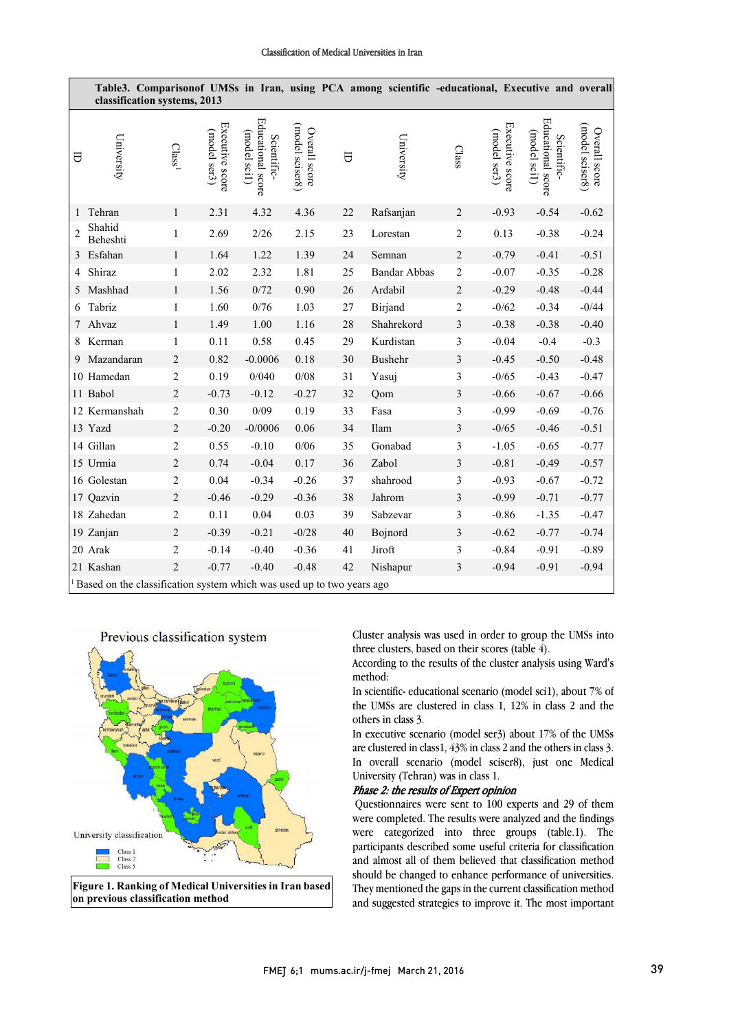**Table3. Comparisonof UMSs in Iran, using PCA among scientific -educational, Executive and overall classification systems, 2013**

| ID | University | Class[1] | Executive score (model ser3) | Scientific-Educational score (model sci1) | Overall score (model sciser8) | ID | University | Class | Executive score (model ser3) | Scientific-Educational score (model sci1) | Overall score (model sciser8) |
|---|---|---|---|---|---|---|---|---|---|---|---|
| 1 | Tehran | 1 | 2.31 | 4.32 | 4.36 | 22 | Rafsanjan | 2 | -0.93 | -0.54 | -0.62 |
| 2 | Shahid Beheshti | 1 | 2.69 | 2/26 | 2.15 | 23 | Lorestan | 2 | 0.13 | -0.38 | -0.24 |
| 3 | Esfahan | 1 | 1.64 | 1.22 | 1.39 | 24 | Semnan | 2 | -0.79 | -0.41 | -0.51 |
| 4 | Shiraz | 1 | 2.02 | 2.32 | 1.81 | 25 | Bandar Abbas | 2 | -0.07 | -0.35 | -0.28 |
| 5 | Mashhad | 1 | 1.56 | 0/72 | 0.90 | 26 | Ardabil | 2 | -0.29 | -0.48 | -0.44 |
| 6 | Tabriz | 1 | 1.60 | 0/76 | 1.03 | 27 | Birjand | 2 | -0/62 | -0.34 | -0/44 |
| 7 | Ahvaz | 1 | 1.49 | 1.00 | 1.16 | 28 | Shahrekord | 3 | -0.38 | -0.38 | -0.40 |
| 8 | Kerman | 1 | 0.11 | 0.58 | 0.45 | 29 | Kurdistan | 3 | -0.04 | -0.4 | -0.3 |
| 9 | Mazandaran | 2 | 0.82 | -0.0006 | 0.18 | 30 | Bushehr | 3 | -0.45 | -0.50 | -0.48 |
| 10 | Hamedan | 2 | 0.19 | 0/040 | 0/08 | 31 | Yasuj | 3 | -0/65 | -0.43 | -0.47 |
| 11 | Babol | 2 | -0.73 | -0.12 | -0.27 | 32 | Qom | 3 | -0.66 | -0.67 | -0.66 |
| 12 | Kermanshah | 2 | 0.30 | 0/09 | 0.19 | 33 | Fasa | 3 | -0.99 | -0.69 | -0.76 |
| 13 | Yazd | 2 | -0.20 | -0/0006 | 0.06 | 34 | Ilam | 3 | -0/65 | -0.46 | -0.51 |
| 14 | Gillan | 2 | 0.55 | -0.10 | 0/06 | 35 | Gonabad | 3 | -1.05 | -0.65 | -0.77 |
| 15 | Urmia | 2 | 0.74 | -0.04 | 0.17 | 36 | Zabol | 3 | -0.81 | -0.49 | -0.57 |
| 16 | Golestan | 2 | 0.04 | -0.34 | -0.26 | 37 | shahrood | 3 | -0.93 | -0.67 | -0.72 |
| 17 | Qazvin | 2 | -0.46 | -0.29 | -0.36 | 38 | Jahrom | 3 | -0.99 | -0.71 | -0.77 |
| 18 | Zahedan | 2 | 0.11 | 0.04 | 0.03 | 39 | Sabzevar | 3 | -0.86 | -1.35 | -0.47 |
| 19 | Zanjan | 2 | -0.39 | -0.21 | -0/28 | 40 | Bojnord | 3 | -0.62 | -0.77 | -0.74 |
| 20 | Arak | 2 | -0.14 | -0.40 | -0.36 | 41 | Jiroft | 3 | -0.84 | -0.91 | -0.89 |
| 21 | Kashan | 2 | -0.77 | -0.40 | -0.48 | 42 | Nishapur | 3 | -0.94 | -0.91 | -0.94 |

[1] Based on the classification system which was used up to two years ago

**Figure 1. Ranking of Medical Universities in Iran based on previous classification method**

Cluster analysis was used in order to group the UMSs into three clusters, based on their scores (table 4).

According to the results of the cluster analysis using Ward's method:

In scientific- educational scenario (model sci1), about 7% of the UMSs are clustered in class 1, 12% in class 2 and the others in class 3.

In executive scenario (model ser3) about 17% of the UMSs are clustered in class1, 43% in class 2 and the others in class 3.

In overall scenario (model sciser8), just one Medical University (Tehran) was in class 1.

### *Phase 2: the results of Expert opinion*

Questionnaires were sent to 100 experts and 29 of them were completed. The results were analyzed and the findings were categorized into three groups (table.1). The participants described some useful criteria for classification and almost all of them believed that classification method should be changed to enhance performance of universities. They mentioned the gaps in the current classification method and suggested strategies to improve it. The most important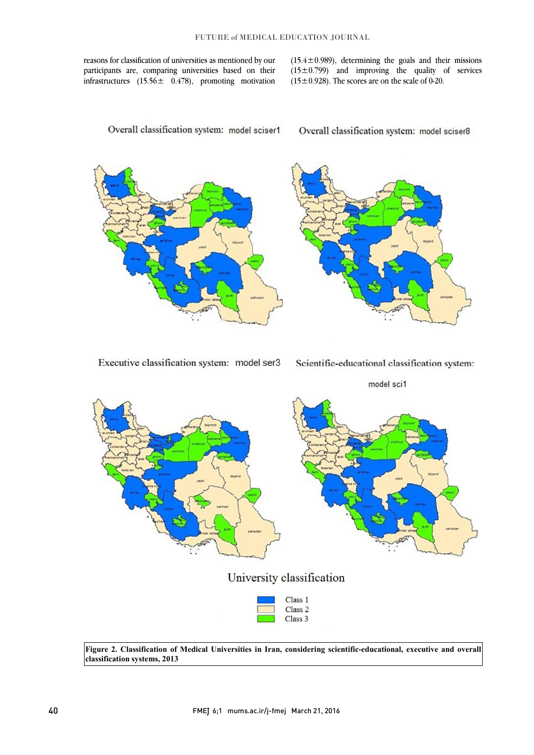reasons for classification of universities as mentioned by our participants are, comparing universities based on their infrastructures ($15.56 \pm 0.478$), promoting motivation ($15.4 \pm 0.989$), determining the goals and their missions ($15 \pm 0.799$) and improving the quality of services ($15 \pm 0.928$). The scores are on the scale of 0-20.

Overall classification system: model sciser1

Overall classification system: model sciser8

Executive classification system: model ser3

Scientific-educational classification system: model sci1

University classification

Class 1
Class 2
Class 3

**Figure 2. Classification of Medical Universities in Iran, considering scientific-educational, executive and overall classification systems, 2013**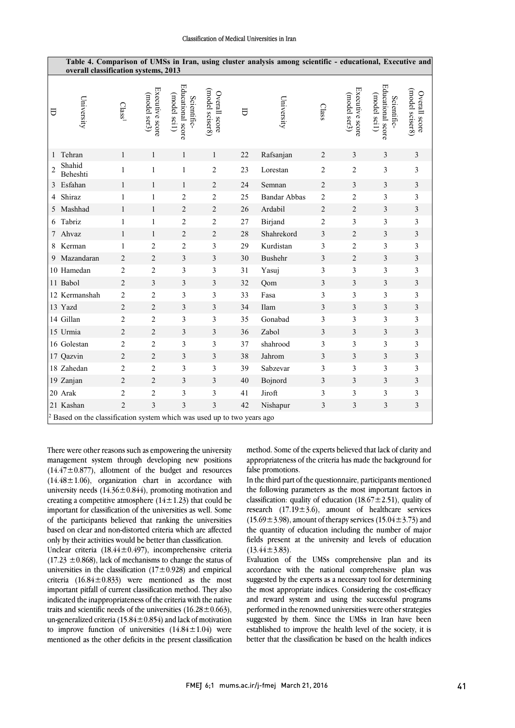**Table 4. Comparison of UMSs in Iran, using cluster analysis among scientific - educational, Executive and overall classification systems, 2013**

| ID | University | Class[1] | Executive score (model ser3) | Scientific-Educational score (model sci1) | Overall score (model sciser8) | ID | University | Class | Executive score (model ser3) | Scientific-Educational score (model sci1) | Overall score (model sciser8) |
|---|---|---|---|---|---|---|---|---|---|---|---|
| 1 | Tehran | 1 | 1 | 1 | 1 | 22 | Rafsanjan | 2 | 3 | 3 | 3 |
| 2 | Shahid Beheshti | 1 | 1 | 1 | 2 | 23 | Lorestan | 2 | 2 | 3 | 3 |
| 3 | Esfahan | 1 | 1 | 1 | 2 | 24 | Semnan | 2 | 3 | 3 | 3 |
| 4 | Shiraz | 1 | 1 | 2 | 2 | 25 | Bandar Abbas | 2 | 2 | 3 | 3 |
| 5 | Mashhad | 1 | 1 | 2 | 2 | 26 | Ardabil | 2 | 2 | 3 | 3 |
| 6 | Tabriz | 1 | 1 | 2 | 2 | 27 | Birjand | 2 | 3 | 3 | 3 |
| 7 | Ahvaz | 1 | 1 | 2 | 2 | 28 | Shahrekord | 3 | 2 | 3 | 3 |
| 8 | Kerman | 1 | 2 | 2 | 3 | 29 | Kurdistan | 3 | 2 | 3 | 3 |
| 9 | Mazandaran | 2 | 2 | 3 | 3 | 30 | Bushehr | 3 | 2 | 3 | 3 |
| 10 | Hamedan | 2 | 2 | 3 | 3 | 31 | Yasuj | 3 | 3 | 3 | 3 |
| 11 | Babol | 2 | 3 | 3 | 3 | 32 | Qom | 3 | 3 | 3 | 3 |
| 12 | Kermanshah | 2 | 2 | 3 | 3 | 33 | Fasa | 3 | 3 | 3 | 3 |
| 13 | Yazd | 2 | 2 | 3 | 3 | 34 | Ilam | 3 | 3 | 3 | 3 |
| 14 | Gillan | 2 | 2 | 3 | 3 | 35 | Gonabad | 3 | 3 | 3 | 3 |
| 15 | Urmia | 2 | 2 | 3 | 3 | 36 | Zabol | 3 | 3 | 3 | 3 |
| 16 | Golestan | 2 | 2 | 3 | 3 | 37 | shahrood | 3 | 3 | 3 | 3 |
| 17 | Qazvin | 2 | 2 | 3 | 3 | 38 | Jahrom | 3 | 3 | 3 | 3 |
| 18 | Zahedan | 2 | 2 | 3 | 3 | 39 | Sabzevar | 3 | 3 | 3 | 3 |
| 19 | Zanjan | 2 | 2 | 3 | 3 | 40 | Bojnord | 3 | 3 | 3 | 3 |
| 20 | Arak | 2 | 2 | 3 | 3 | 41 | Jiroft | 3 | 3 | 3 | 3 |
| 21 | Kashan | 2 | 3 | 3 | 3 | 42 | Nishapur | 3 | 3 | 3 | 3 |

[2] Based on the classification system which was used up to two years ago

There were other reasons such as empowering the university management system through developing new positions (14.47±0.877), allotment of the budget and resources (14.48±1.06), organization chart in accordance with university needs (14.36±0.844), promoting motivation and creating a competitive atmosphere (14±1.23) that could be important for classification of the universities as well. Some of the participants believed that ranking the universities based on clear and non-distorted criteria which are affected only by their activities would be better than classification.

Unclear criteria (18.44±0.497), incomprehensive criteria (17.23 ±0.868), lack of mechanisms to change the status of universities in the classification (17±0.928) and empirical criteria (16.84±0.833) were mentioned as the most important pitfall of current classification method. They also indicated the inappropriateness of the criteria with the native traits and scientific needs of the universities (16.28±0.663), un-generalized criteria (15.84±0.854) and lack of motivation to improve function of universities (14.84±1.04) were mentioned as the other deficits in the present classification method. Some of the experts believed that lack of clarity and appropriateness of the criteria has made the background for false promotions.

In the third part of the questionnaire, participants mentioned the following parameters as the most important factors in classification: quality of education (18.67±2.51), quality of research (17.19±3.6), amount of healthcare services (15.69±3.98), amount of therapy services (15.04±3.73) and the quantity of education including the number of major fields present at the university and levels of education (13.44±3.83).

Evaluation of the UMSs comprehensive plan and its accordance with the national comprehensive plan was suggested by the experts as a necessary tool for determining the most appropriate indices. Considering the cost-efficacy and reward system and using the successful programs performed in the renowned universities were other strategies suggested by them. Since the UMSs in Iran have been established to improve the health level of the society, it is better that the classification be based on the health indices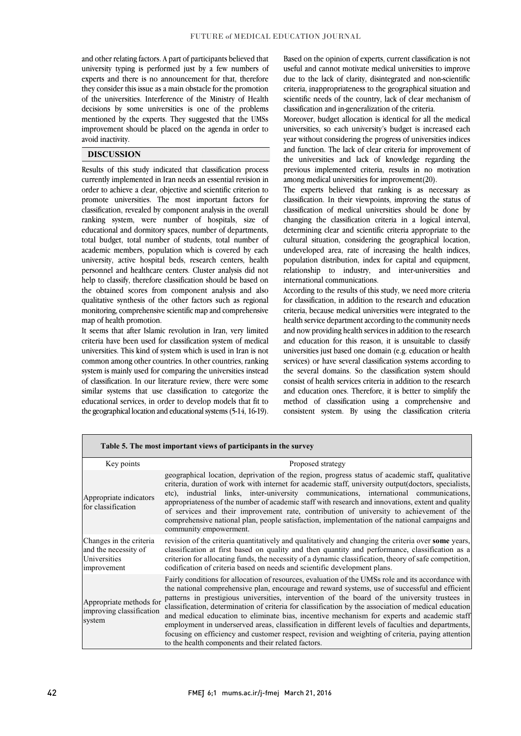and other relating factors. A part of participants believed that university typing is performed just by a few numbers of experts and there is no announcement for that, therefore they consider this issue as a main obstacle for the promotion of the universities. Interference of the Ministry of Health decisions by some universities is one of the problems mentioned by the experts. They suggested that the UMSs improvement should be placed on the agenda in order to avoid inactivity.

## DISCUSSION

Results of this study indicated that classification process currently implemented in Iran needs an essential revision in order to achieve a clear, objective and scientific criterion to promote universities. The most important factors for classification, revealed by component analysis in the overall ranking system, were number of hospitals, size of educational and dormitory spaces, number of departments, total budget, total number of students, total number of academic members, population which is covered by each university, active hospital beds, research centers, health personnel and healthcare centers. Cluster analysis did not help to classify, therefore classification should be based on the obtained scores from component analysis and also qualitative synthesis of the other factors such as regional monitoring, comprehensive scientific map and comprehensive map of health promotion.

It seems that after Islamic revolution in Iran, very limited criteria have been used for classification system of medical universities. This kind of system which is used in Iran is not common among other countries. In other countries, ranking system is mainly used for comparing the universities instead of classification. In our literature review, there were some similar systems that use classification to categorize the educational services, in order to develop models that fit to the geographical location and educational systems (5-14, 16-19).

Based on the opinion of experts, current classification is not useful and cannot motivate medical universities to improve due to the lack of clarity, disintegrated and non-scientific criteria, inappropriateness to the geographical situation and scientific needs of the country, lack of clear mechanism of classification and in-generalization of the criteria.

Moreover, budget allocation is identical for all the medical universities, so each university's budget is increased each year without considering the progress of universities indices and function. The lack of clear criteria for improvement of the universities and lack of knowledge regarding the previous implemented criteria, results in no motivation among medical universities for improvement(20).

The experts believed that ranking is as necessary as classification. In their viewpoints, improving the status of classification of medical universities should be done by changing the classification criteria in a logical interval, determining clear and scientific criteria appropriate to the cultural situation, considering the geographical location, undeveloped area, rate of increasing the health indices, population distribution, index for capital and equipment, relationship to industry, and inter-universities and international communications.

According to the results of this study, we need more criteria for classification, in addition to the research and education criteria, because medical universities were integrated to the health service department according to the community needs and now providing health services in addition to the research and education for this reason, it is unsuitable to classify universities just based one domain (e.g. education or health services) or have several classification systems according to the several domains. So the classification system should consist of health services criteria in addition to the research and education ones. Therefore, it is better to simplify the method of classification using a comprehensive and consistent system. By using the classification criteria

**Table 5. The most important views of participants in the survey**

| Key points | Proposed strategy |
|---|---|
| Appropriate indicators for classification | geographical location, deprivation of the region, progress status of academic staff**,** qualitative criteria, duration of work with internet for academic staff, university output(doctors, specialists, etc), industrial links, inter-university communications, international communications, appropriateness of the number of academic staff with research and innovations, extent and quality of services and their improvement rate, contribution of university to achievement of the comprehensive national plan, people satisfaction, implementation of the national campaigns and community empowerment. |
| Changes in the criteria and the necessity of Universities improvement | revision of the criteria quantitatively and qualitatively and changing the criteria over **some** years, classification at first based on quality and then quantity and performance, classification as a criterion for allocating funds, the necessity of a dynamic classification, theory of safe competition, codification of criteria based on needs and scientific development plans. |
| Appropriate methods for improving classification system | Fairly conditions for allocation of resources, evaluation of the UMSs role and its accordance with the national comprehensive plan, encourage and reward systems, use of successful and efficient patterns in prestigious universities, intervention of the board of the university trustees in classification, determination of criteria for classification by the association of medical education and medical education to eliminate bias, incentive mechanism for experts and academic staff employment in underserved areas, classification in different levels of faculties and departments, focusing on efficiency and customer respect, revision and weighting of criteria, paying attention to the health components and their related factors. |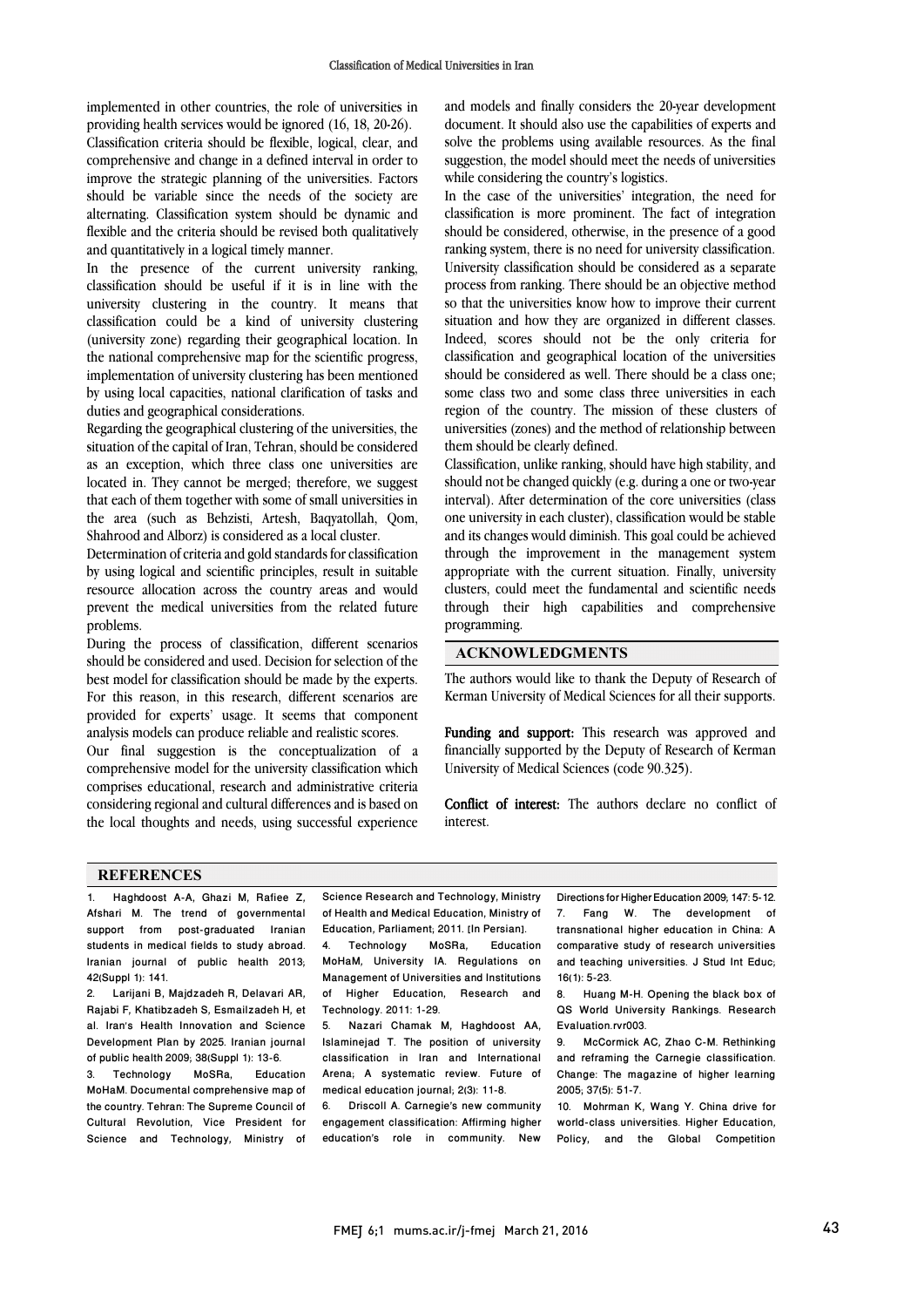implemented in other countries, the role of universities in providing health services would be ignored (16, 18, 20-26).

Classification criteria should be flexible, logical, clear, and comprehensive and change in a defined interval in order to improve the strategic planning of the universities. Factors should be variable since the needs of the society are alternating. Classification system should be dynamic and flexible and the criteria should be revised both qualitatively and quantitatively in a logical timely manner.

In the presence of the current university ranking, classification should be useful if it is in line with the university clustering in the country. It means that classification could be a kind of university clustering (university zone) regarding their geographical location. In the national comprehensive map for the scientific progress, implementation of university clustering has been mentioned by using local capacities, national clarification of tasks and duties and geographical considerations.

Regarding the geographical clustering of the universities, the situation of the capital of Iran, Tehran, should be considered as an exception, which three class one universities are located in. They cannot be merged; therefore, we suggest that each of them together with some of small universities in the area (such as Behzisti, Artesh, Baqyatollah, Qom, Shahrood and Alborz) is considered as a local cluster.

Determination of criteria and gold standards for classification by using logical and scientific principles, result in suitable resource allocation across the country areas and would prevent the medical universities from the related future problems.

During the process of classification, different scenarios should be considered and used. Decision for selection of the best model for classification should be made by the experts. For this reason, in this research, different scenarios are provided for experts' usage. It seems that component analysis models can produce reliable and realistic scores.

Our final suggestion is the conceptualization of a comprehensive model for the university classification which comprises educational, research and administrative criteria considering regional and cultural differences and is based on the local thoughts and needs, using successful experience and models and finally considers the 20-year development document. It should also use the capabilities of experts and solve the problems using available resources. As the final suggestion, the model should meet the needs of universities while considering the country's logistics.

In the case of the universities' integration, the need for classification is more prominent. The fact of integration should be considered, otherwise, in the presence of a good ranking system, there is no need for university classification. University classification should be considered as a separate process from ranking. There should be an objective method so that the universities know how to improve their current situation and how they are organized in different classes. Indeed, scores should not be the only criteria for classification and geographical location of the universities should be considered as well. There should be a class one; some class two and some class three universities in each region of the country. The mission of these clusters of universities (zones) and the method of relationship between them should be clearly defined.

Classification, unlike ranking, should have high stability, and should not be changed quickly (e.g. during a one or two-year interval). After determination of the core universities (class one university in each cluster), classification would be stable and its changes would diminish. This goal could be achieved through the improvement in the management system appropriate with the current situation. Finally, university clusters, could meet the fundamental and scientific needs through their high capabilities and comprehensive programming.

## ACKNOWLEDGMENTS

The authors would like to thank the Deputy of Research of Kerman University of Medical Sciences for all their supports.

**Funding and support:** This research was approved and financially supported by the Deputy of Research of Kerman University of Medical Sciences (code 90.325).

**Conflict of interest:** The authors declare no conflict of interest.

## REFERENCES

1. Haghdoost A-A, Ghazi M, Rafiee Z, Afshari M. The trend of governmental support from post-graduated Iranian students in medical fields to study abroad. Iranian journal of public health 2013; 42(Suppl 1): 141.
2. Larijani B, Majdzadeh R, Delavari AR, Rajabi F, Khatibzadeh S, Esmailzadeh H, et al. Iran's Health Innovation and Science Development Plan by 2025. Iranian journal of public health 2009; 38(Suppl 1): 13-6.
3. Technology MoSRa, Education MoHaM. Documental comprehensive map of the country. Tehran: The Supreme Council of Cultural Revolution, Vice President for Science and Technology, Ministry of Science Research and Technology, Ministry of Health and Medical Education, Ministry of Education, Parliament; 2011. [In Persian].
4. Technology MoSRa, Education MoHaM, University IA. Regulations on Management of Universities and Institutions of Higher Education, Research and Technology. 2011: 1-29.
5. Nazari Chamak M, Haghdoost AA, Islaminejad T. The position of university classification in Iran and International Arena; A systematic review. Future of medical education journal; 2(3): 11-8.
6. Driscoll A. Carnegie's new community engagement classification: Affirming higher education's role in community. New Directions for Higher Education 2009; 147: 5-12.
7. Fang W. The development of transnational higher education in China: A comparative study of research universities and teaching universities. J Stud Int Educ; 16(1): 5-23.
8. Huang M-H. Opening the black box of QS World University Rankings. Research Evaluation.rvr003.
9. McCormick AC, Zhao C-M. Rethinking and reframing the Carnegie classification. Change: The magazine of higher learning 2005; 37(5): 51-7.
10. Mohrman K, Wang Y. China drive for world-class universities. Higher Education, Policy, and the Global Competition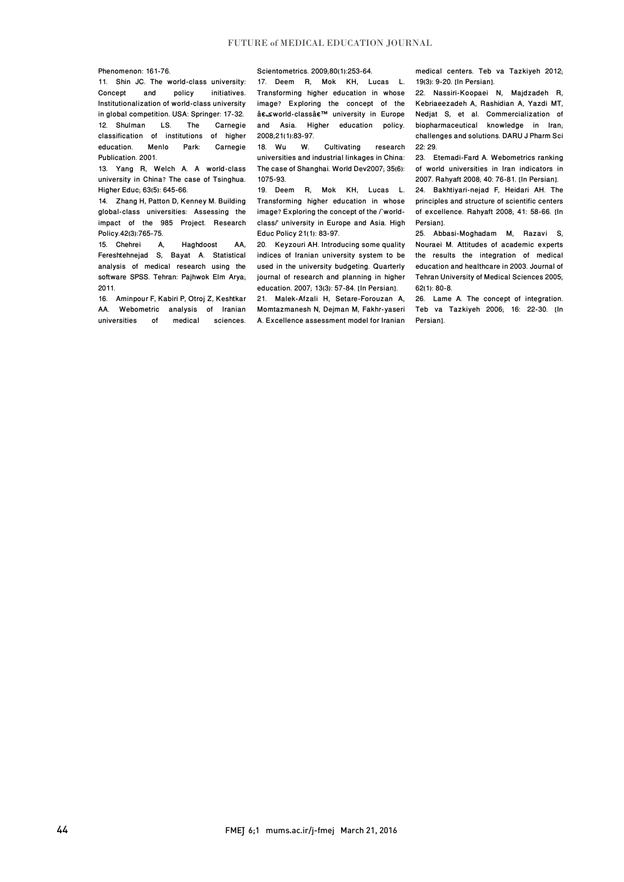Phenomenon: 161-76.

11. Shin JC. The world-class university: Concept and policy initiatives. Institutionalization of world-class university in global competition. USA: Springer: 17-32.

12. Shulman LS. The Carnegie classification of institutions of higher education. Menlo Park: Carnegie Publication. 2001.

13. Yang R, Welch A. A world-class university in China? The case of Tsinghua. Higher Educ; 63(5): 645-66.

14. Zhang H, Patton D, Kenney M. Building global-class universities: Assessing the impact of the 985 Project. Research Policy.42(3):765-75.

15. Chehrei A, Haghdoost AA, Fereshtehnejad S, Bayat A. Statistical analysis of medical research using the software SPSS. Tehran: Pajhwok Elm Arya; 2011.

16. Aminpour F, Kabiri P, Otroj Z, Keshtkar AA. Webometric analysis of Iranian universities of medical sciences. Scientometrics. 2009;80(1):253-64.

17. Deem R, Mok KH, Lucas L. Transforming higher education in whose image? Exploring the concept of the â€œworld-classâ€™ university in Europe and Asia. Higher education policy. 2008;21(1):83-97.

18. Wu W. Cultivating research universities and industrial linkages in China: The case of Shanghai. World Dev2007; 35(6): 1075-93.

19. Deem R, Mok KH, Lucas L. Transforming higher education in whose image? Exploring the concept of the /`world-class/' university in Europe and Asia. High Educ Policy 21(1): 83-97.

20. Keyzouri AH. Introducing some quality indices of Iranian university system to be used in the university budgeting. Quarterly journal of research and planning in higher education. 2007; 13(3): 57-84. [In Persian].

21. Malek-Afzali H, Setare-Forouzan A, Momtazmanesh N, Dejman M, Fakhr-yaseri A. Excellence assessment model for Iranian medical centers. Teb va Tazkiyeh 2012; 19(3): 9-20. [In Persian].

22. Nassiri-Koopaei N, Majdzadeh R, Kebriaeezadeh A, Rashidian A, Yazdi MT, Nedjat S, et al. Commercialization of biopharmaceutical knowledge in Iran; challenges and solutions. DARU J Pharm Sci 22: 29.

23. Etemadi-Fard A. Webometrics ranking of world universities in Iran indicators in 2007. Rahyaft 2008; 40: 76-81. [In Persian].

24. Bakhtiyari-nejad F, Heidari AH. The principles and structure of scientific centers of excellence. Rahyaft 2008; 41: 58-66. [In Persian].

25. Abbasi-Moghadam M, Razavi S, Nouraei M. Attitudes of academic experts the results the integration of medical education and healthcare in 2003. Journal of Tehran University of Medical Sciences 2005; 62(1): 80-8.

26. Lame A. The concept of integration. Teb va Tazkiyeh 2006; 16: 22-30. [In Persian].